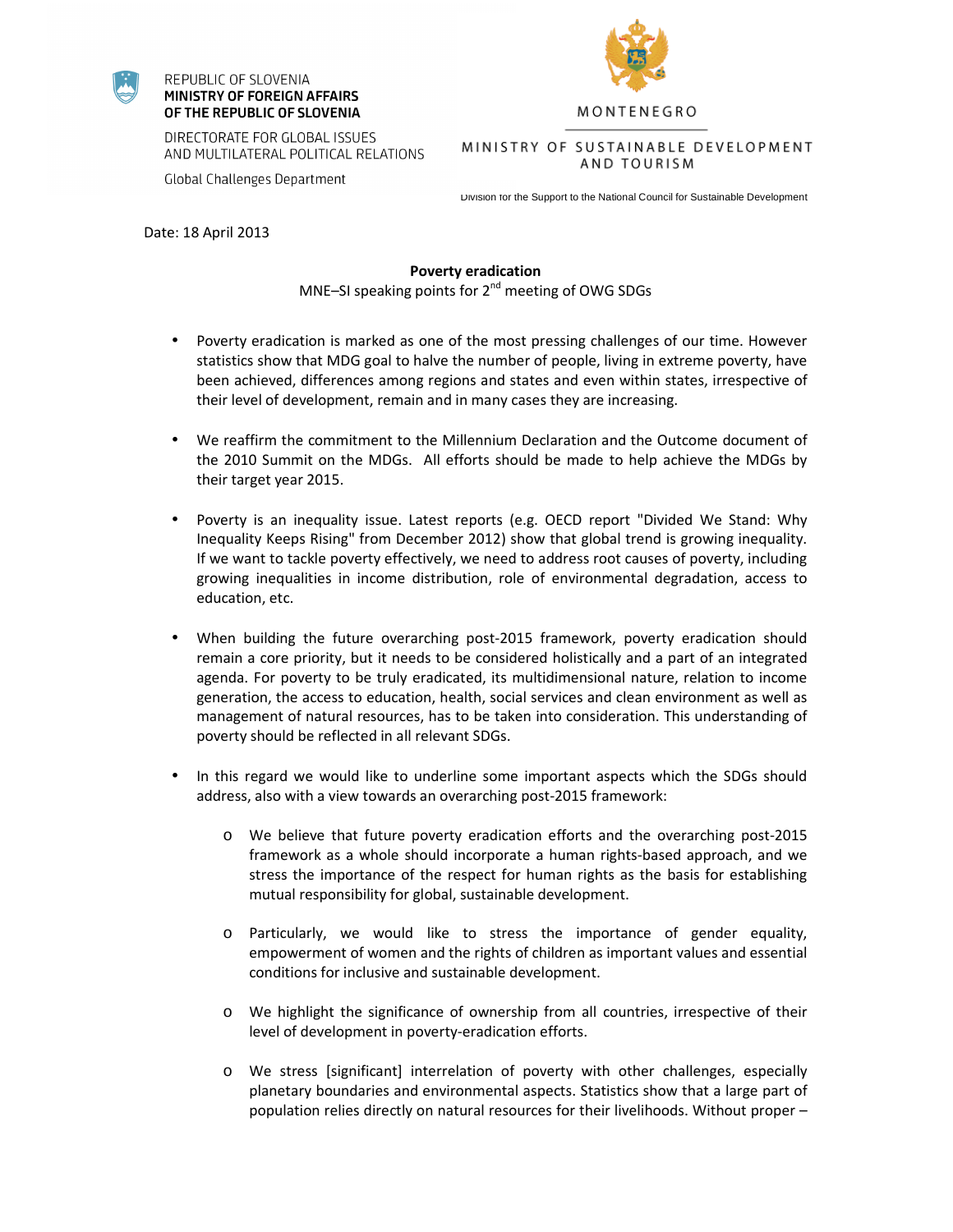REPUBLIC OF SLOVENIA
**MINISTRY OF FOREIGN AFFAIRS**
**OF THE REPUBLIC OF SLOVENIA**

DIRECTORATE FOR GLOBAL ISSUES
AND MULTILATERAL POLITICAL RELATIONS

Global Challenges Department

MONTENEGRO

MINISTRY OF SUSTAINABLE DEVELOPMENT AND TOURISM

Division for the Support to the National Council for Sustainable Development

Date: 18 April 2013

**Poverty eradication**

MNE–SI speaking points for 2nd meeting of OWG SDGs

- Poverty eradication is marked as one of the most pressing challenges of our time. However statistics show that MDG goal to halve the number of people, living in extreme poverty, have been achieved, differences among regions and states and even within states, irrespective of their level of development, remain and in many cases they are increasing.

- We reaffirm the commitment to the Millennium Declaration and the Outcome document of the 2010 Summit on the MDGs. All efforts should be made to help achieve the MDGs by their target year 2015.

- Poverty is an inequality issue. Latest reports (e.g. OECD report "Divided We Stand: Why Inequality Keeps Rising" from December 2012) show that global trend is growing inequality. If we want to tackle poverty effectively, we need to address root causes of poverty, including growing inequalities in income distribution, role of environmental degradation, access to education, etc.

- When building the future overarching post-2015 framework, poverty eradication should remain a core priority, but it needs to be considered holistically and a part of an integrated agenda. For poverty to be truly eradicated, its multidimensional nature, relation to income generation, the access to education, health, social services and clean environment as well as management of natural resources, has to be taken into consideration. This understanding of poverty should be reflected in all relevant SDGs.

- In this regard we would like to underline some important aspects which the SDGs should address, also with a view towards an overarching post-2015 framework:

  - We believe that future poverty eradication efforts and the overarching post-2015 framework as a whole should incorporate a human rights-based approach, and we stress the importance of the respect for human rights as the basis for establishing mutual responsibility for global, sustainable development.

  - Particularly, we would like to stress the importance of gender equality, empowerment of women and the rights of children as important values and essential conditions for inclusive and sustainable development.

  - We highlight the significance of ownership from all countries, irrespective of their level of development in poverty-eradication efforts.

  - We stress [significant] interrelation of poverty with other challenges, especially planetary boundaries and environmental aspects. Statistics show that a large part of population relies directly on natural resources for their livelihoods. Without proper –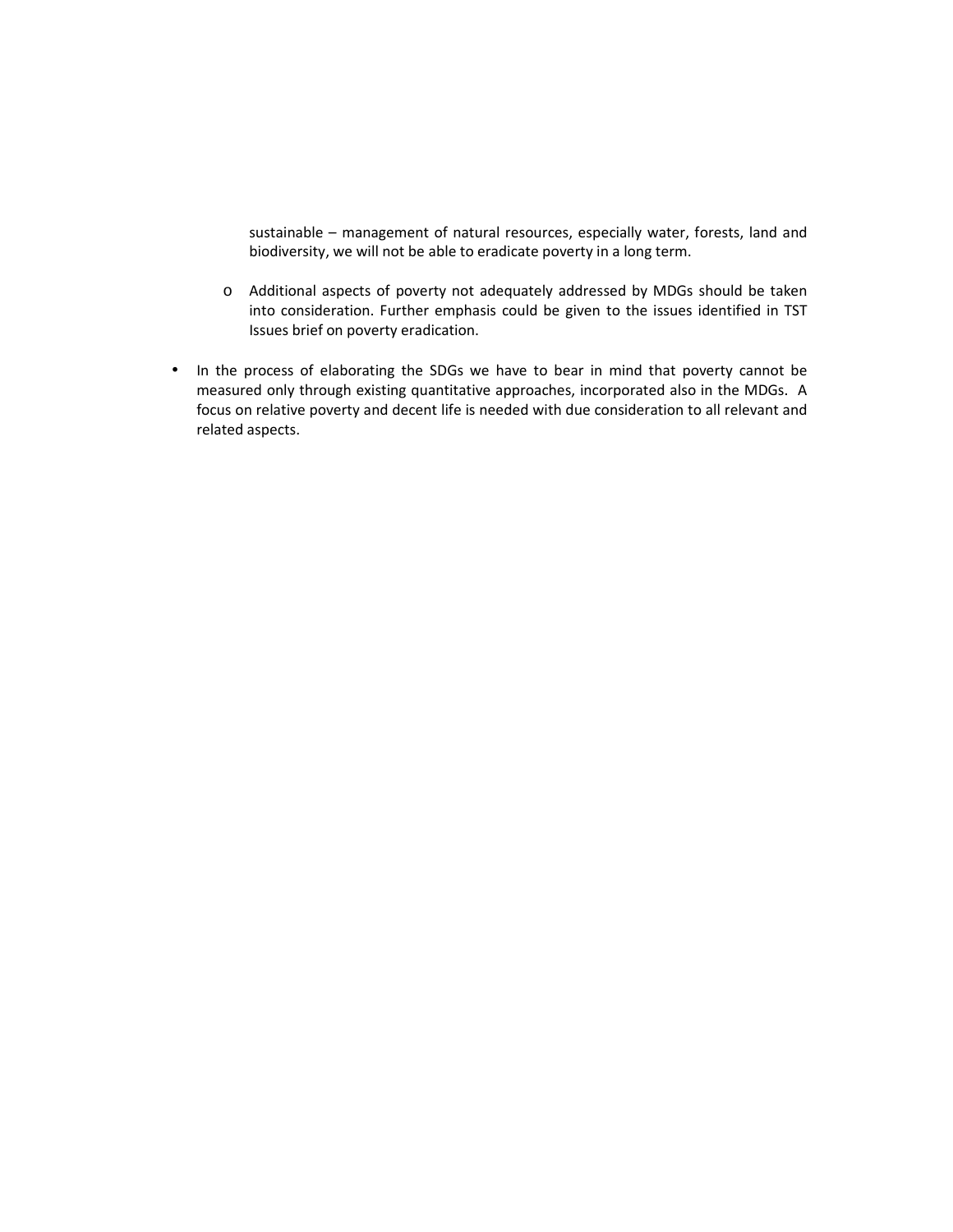sustainable – management of natural resources, especially water, forests, land and biodiversity, we will not be able to eradicate poverty in a long term.

  - Additional aspects of poverty not adequately addressed by MDGs should be taken into consideration. Further emphasis could be given to the issues identified in TST Issues brief on poverty eradication.

- In the process of elaborating the SDGs we have to bear in mind that poverty cannot be measured only through existing quantitative approaches, incorporated also in the MDGs. A focus on relative poverty and decent life is needed with due consideration to all relevant and related aspects.